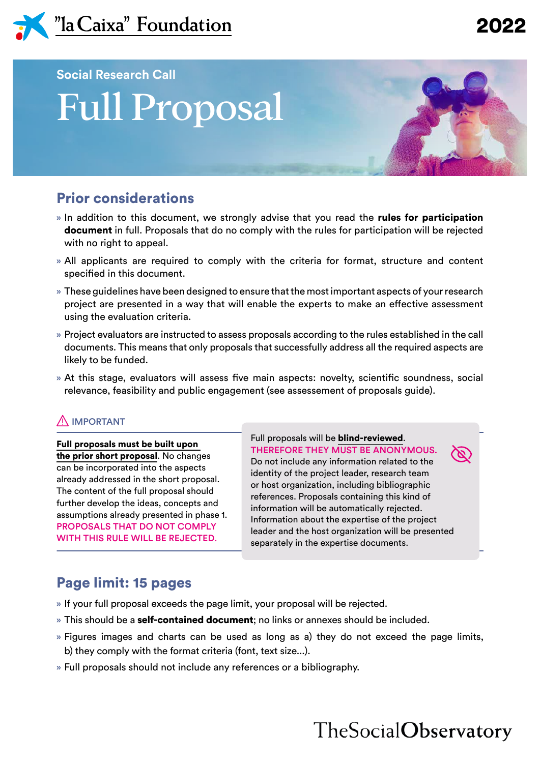"la Caixa" Foundation

2022

Social Research Call

# Full Proposal

## Prior considerations

- In addition to this document, we strongly advise that you read the **rules for participation document** in full. Proposals that do no comply with the rules for participation will be rejected with no right to appeal.
- All applicants are required to comply with the criteria for format, structure and content specified in this document.
- These guidelines have been designed to ensure that the most important aspects of your research project are presented in a way that will enable the experts to make an effective assessment using the evaluation criteria.
- Project evaluators are instructed to assess proposals according to the rules established in the call documents. This means that only proposals that successfully address all the required aspects are likely to be funded.
- At this stage, evaluators will assess five main aspects: novelty, scientific soundness, social relevance, feasibility and public engagement (see assessement of proposals guide).

IMPORTANT

**Full proposals must be built upon the prior short proposal**. No changes can be incorporated into the aspects already addressed in the short proposal. The content of the full proposal should further develop the ideas, concepts and assumptions already presented in phase 1. PROPOSALS THAT DO NOT COMPLY WITH THIS RULE WILL BE REJECTED.

Full proposals will be **blind-reviewed**. THEREFORE THEY MUST BE ANONYMOUS. Do not include any information related to the identity of the project leader, research team or host organization, including bibliographic references. Proposals containing this kind of information will be automatically rejected. Information about the expertise of the project leader and the host organization will be presented separately in the expertise documents.

## Page limit: 15 pages

- If your full proposal exceeds the page limit, your proposal will be rejected.
- This should be a **self-contained document**; no links or annexes should be included.
- Figures images and charts can be used as long as a) they do not exceed the page limits, b) they comply with the format criteria (font, text size...).
- Full proposals should not include any references or a bibliography.

TheSocialObservatory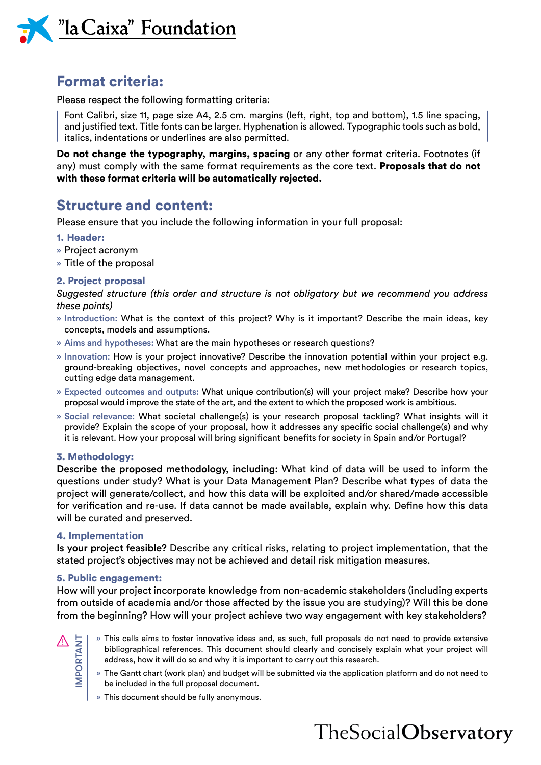## Format criteria:

Please respect the following formatting criteria:

> Font Calibri, size 11, page size A4, 2.5 cm. margins (left, right, top and bottom), 1.5 line spacing, and justified text. Title fonts can be larger. Hyphenation is allowed. Typographic tools such as bold, italics, indentations or underlines are also permitted.

**Do not change the typography, margins, spacing** or any other format criteria. Footnotes (if any) must comply with the same format requirements as the core text. **Proposals that do not with these format criteria will be automatically rejected.**

## Structure and content:

Please ensure that you include the following information in your full proposal:

### 1. Header:

- Project acronym
- Title of the proposal

### 2. Project proposal

*Suggested structure (this order and structure is not obligatory but we recommend you address these points)*

- Introduction: What is the context of this project? Why is it important? Describe the main ideas, key concepts, models and assumptions.
- Aims and hypotheses: What are the main hypotheses or research questions?
- Innovation: How is your project innovative? Describe the innovation potential within your project e.g. ground-breaking objectives, novel concepts and approaches, new methodologies or research topics, cutting edge data management.
- Expected outcomes and outputs: What unique contribution(s) will your project make? Describe how your proposal would improve the state of the art, and the extent to which the proposed work is ambitious.
- Social relevance: What societal challenge(s) is your research proposal tackling? What insights will it provide? Explain the scope of your proposal, how it addresses any specific social challenge(s) and why it is relevant. How your proposal will bring significant benefits for society in Spain and/or Portugal?

### 3. Methodology:

Describe the proposed methodology, including: What kind of data will be used to inform the questions under study? What is your Data Management Plan? Describe what types of data the project will generate/collect, and how this data will be exploited and/or shared/made accessible for verification and re-use. If data cannot be made available, explain why. Define how this data will be curated and preserved.

### 4. Implementation

Is your project feasible? Describe any critical risks, relating to project implementation, that the stated project's objectives may not be achieved and detail risk mitigation measures.

### 5. Public engagement:

How will your project incorporate knowledge from non-academic stakeholders (including experts from outside of academia and/or those affected by the issue you are studying)? Will this be done from the beginning? How will your project achieve two way engagement with key stakeholders?

**IMPORTANT**

- This calls aims to foster innovative ideas and, as such, full proposals do not need to provide extensive bibliographical references. This document should clearly and concisely explain what your project will address, how it will do so and why it is important to carry out this research.
- The Gantt chart (work plan) and budget will be submitted via the application platform and do not need to be included in the full proposal document.
- This document should be fully anonymous.